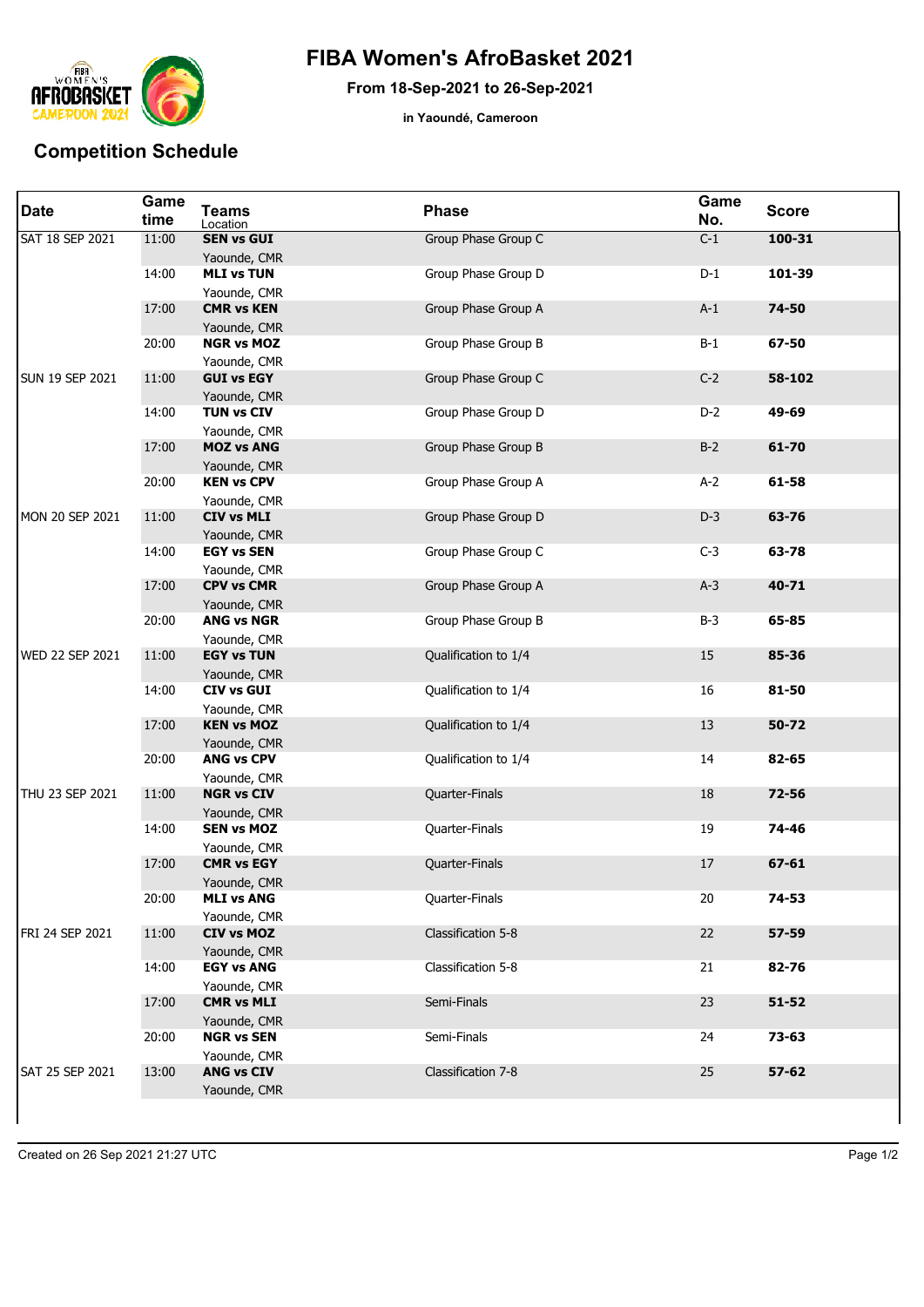# FIBA Women's AfroBasket 2021

**From 18-Sep-2021 to 26-Sep-2021**

**in Yaoundé, Cameroon**

## Competition Schedule

| Date | Game time | Teams<br>Location | Phase | Game No. | Score |
|---|---|---|---|---|---|
| SAT 18 SEP 2021 | 11:00 | **SEN vs GUI**<br>Yaounde, CMR | Group Phase Group C | C-1 | **100-31** |
| | 14:00 | **MLI vs TUN**<br>Yaounde, CMR | Group Phase Group D | D-1 | **101-39** |
| | 17:00 | **CMR vs KEN**<br>Yaounde, CMR | Group Phase Group A | A-1 | **74-50** |
| | 20:00 | **NGR vs MOZ**<br>Yaounde, CMR | Group Phase Group B | B-1 | **67-50** |
| SUN 19 SEP 2021 | 11:00 | **GUI vs EGY**<br>Yaounde, CMR | Group Phase Group C | C-2 | **58-102** |
| | 14:00 | **TUN vs CIV**<br>Yaounde, CMR | Group Phase Group D | D-2 | **49-69** |
| | 17:00 | **MOZ vs ANG**<br>Yaounde, CMR | Group Phase Group B | B-2 | **61-70** |
| | 20:00 | **KEN vs CPV**<br>Yaounde, CMR | Group Phase Group A | A-2 | **61-58** |
| MON 20 SEP 2021 | 11:00 | **CIV vs MLI**<br>Yaounde, CMR | Group Phase Group D | D-3 | **63-76** |
| | 14:00 | **EGY vs SEN**<br>Yaounde, CMR | Group Phase Group C | C-3 | **63-78** |
| | 17:00 | **CPV vs CMR**<br>Yaounde, CMR | Group Phase Group A | A-3 | **40-71** |
| | 20:00 | **ANG vs NGR**<br>Yaounde, CMR | Group Phase Group B | B-3 | **65-85** |
| WED 22 SEP 2021 | 11:00 | **EGY vs TUN**<br>Yaounde, CMR | Qualification to 1/4 | 15 | **85-36** |
| | 14:00 | **CIV vs GUI**<br>Yaounde, CMR | Qualification to 1/4 | 16 | **81-50** |
| | 17:00 | **KEN vs MOZ**<br>Yaounde, CMR | Qualification to 1/4 | 13 | **50-72** |
| | 20:00 | **ANG vs CPV**<br>Yaounde, CMR | Qualification to 1/4 | 14 | **82-65** |
| THU 23 SEP 2021 | 11:00 | **NGR vs CIV**<br>Yaounde, CMR | Quarter-Finals | 18 | **72-56** |
| | 14:00 | **SEN vs MOZ**<br>Yaounde, CMR | Quarter-Finals | 19 | **74-46** |
| | 17:00 | **CMR vs EGY**<br>Yaounde, CMR | Quarter-Finals | 17 | **67-61** |
| | 20:00 | **MLI vs ANG**<br>Yaounde, CMR | Quarter-Finals | 20 | **74-53** |
| FRI 24 SEP 2021 | 11:00 | **CIV vs MOZ**<br>Yaounde, CMR | Classification 5-8 | 22 | **57-59** |
| | 14:00 | **EGY vs ANG**<br>Yaounde, CMR | Classification 5-8 | 21 | **82-76** |
| | 17:00 | **CMR vs MLI**<br>Yaounde, CMR | Semi-Finals | 23 | **51-52** |
| | 20:00 | **NGR vs SEN**<br>Yaounde, CMR | Semi-Finals | 24 | **73-63** |
| SAT 25 SEP 2021 | 13:00 | **ANG vs CIV**<br>Yaounde, CMR | Classification 7-8 | 25 | **57-62** |

Created on 26 Sep 2021 21:27 UTC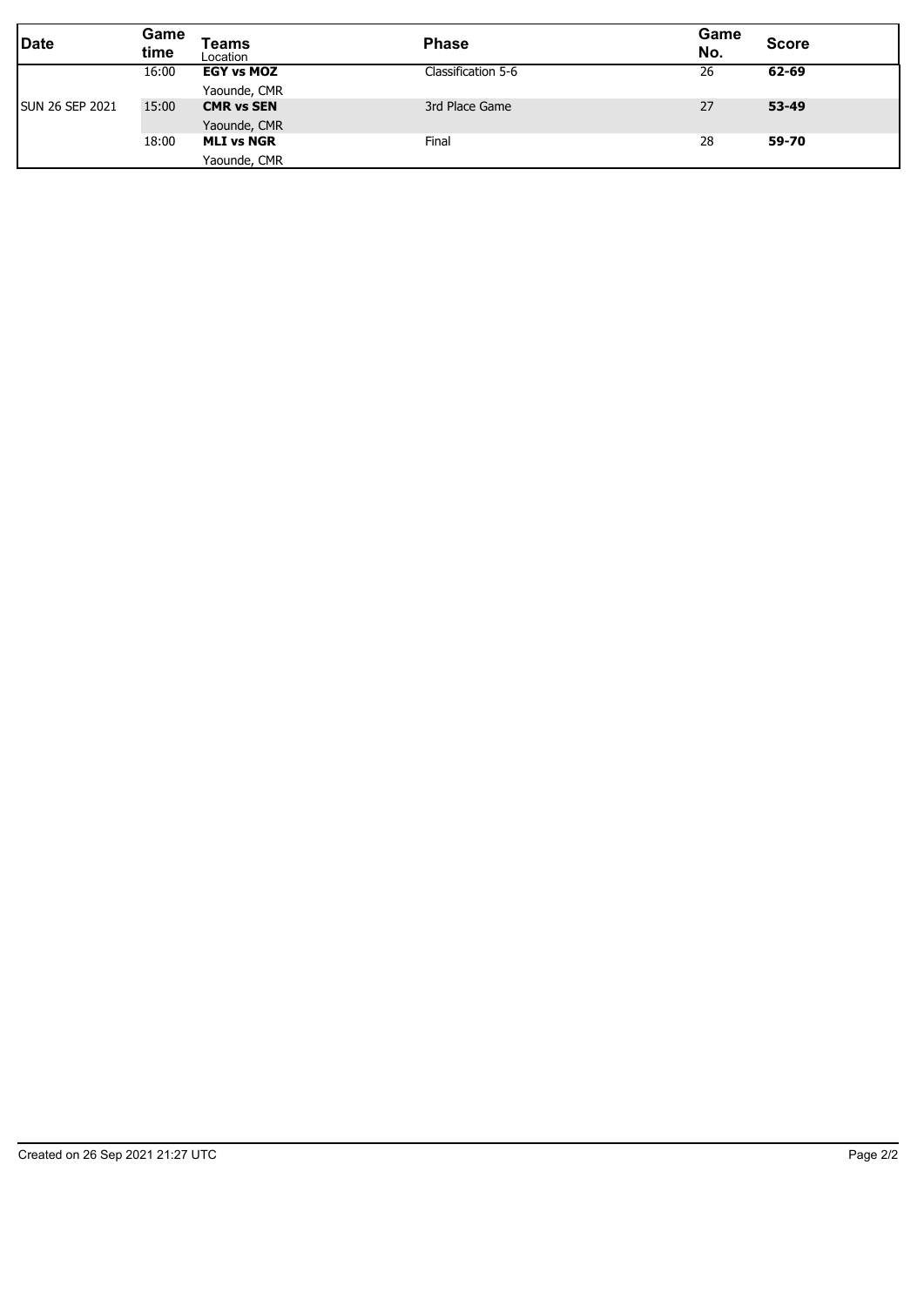| Date | Game time | Teams<br>Location | Phase | Game No. | Score |
|---|---|---|---|---|---|
| SUN 26 SEP 2021 | 16:00 | **EGY vs MOZ**<br>Yaounde, CMR | Classification 5-6 | 26 | **62-69** |
| | 15:00 | **CMR vs SEN**<br>Yaounde, CMR | 3rd Place Game | 27 | **53-49** |
| | 18:00 | **MLI vs NGR**<br>Yaounde, CMR | Final | 28 | **59-70** |

Created on 26 Sep 2021 21:27 UTC